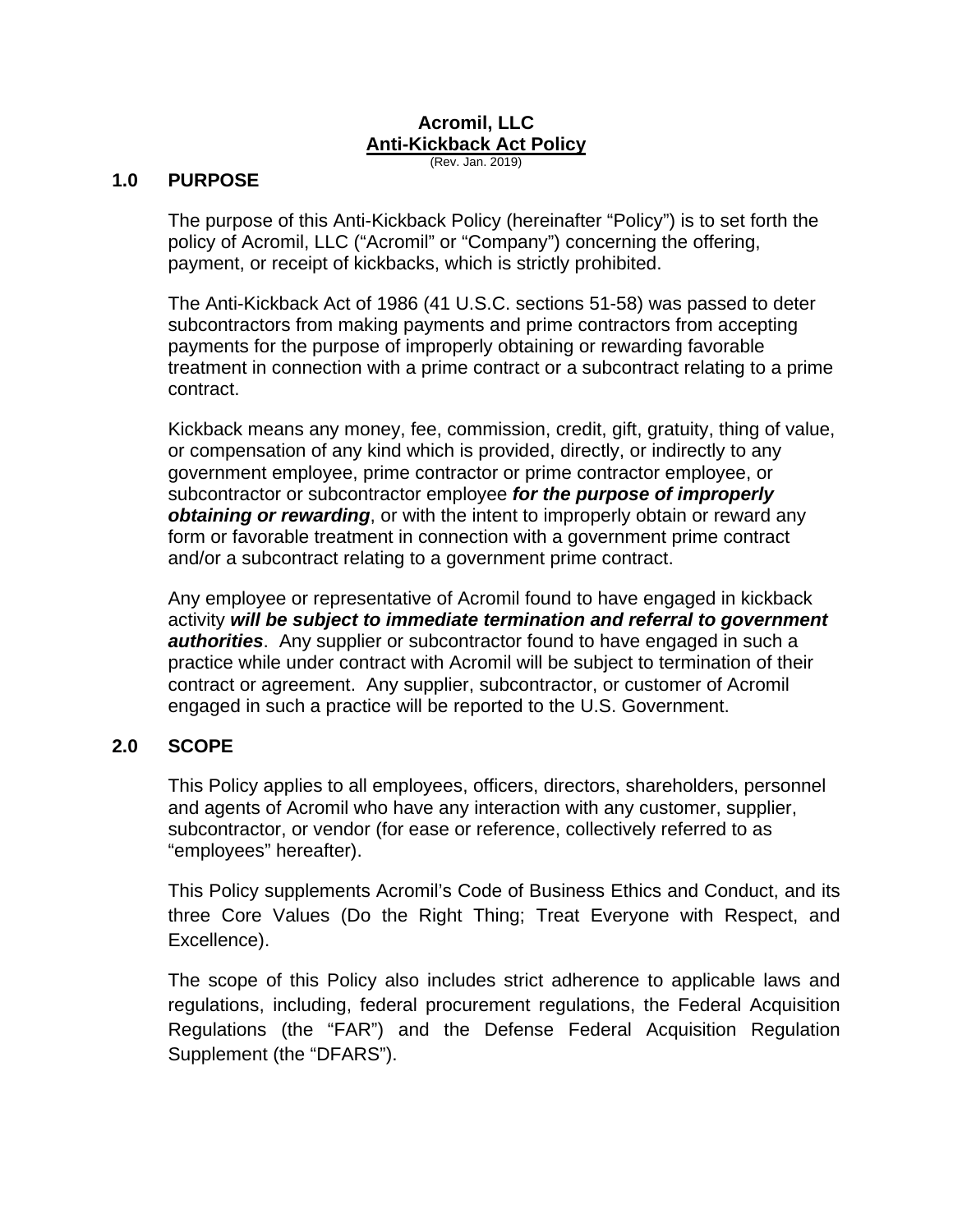**Acromil, LLC**
**Anti-Kickback Act Policy**
(Rev. Jan. 2019)

## 1.0 PURPOSE

The purpose of this Anti-Kickback Policy (hereinafter "Policy") is to set forth the policy of Acromil, LLC ("Acromil" or "Company") concerning the offering, payment, or receipt of kickbacks, which is strictly prohibited.

The Anti-Kickback Act of 1986 (41 U.S.C. sections 51-58) was passed to deter subcontractors from making payments and prime contractors from accepting payments for the purpose of improperly obtaining or rewarding favorable treatment in connection with a prime contract or a subcontract relating to a prime contract.

Kickback means any money, fee, commission, credit, gift, gratuity, thing of value, or compensation of any kind which is provided, directly, or indirectly to any government employee, prime contractor or prime contractor employee, or subcontractor or subcontractor employee ***for the purpose of improperly obtaining or rewarding***, or with the intent to improperly obtain or reward any form or favorable treatment in connection with a government prime contract and/or a subcontract relating to a government prime contract.

Any employee or representative of Acromil found to have engaged in kickback activity ***will be subject to immediate termination and referral to government authorities***. Any supplier or subcontractor found to have engaged in such a practice while under contract with Acromil will be subject to termination of their contract or agreement. Any supplier, subcontractor, or customer of Acromil engaged in such a practice will be reported to the U.S. Government.

## 2.0 SCOPE

This Policy applies to all employees, officers, directors, shareholders, personnel and agents of Acromil who have any interaction with any customer, supplier, subcontractor, or vendor (for ease or reference, collectively referred to as "employees" hereafter).

This Policy supplements Acromil's Code of Business Ethics and Conduct, and its three Core Values (Do the Right Thing; Treat Everyone with Respect, and Excellence).

The scope of this Policy also includes strict adherence to applicable laws and regulations, including, federal procurement regulations, the Federal Acquisition Regulations (the "FAR") and the Defense Federal Acquisition Regulation Supplement (the "DFARS").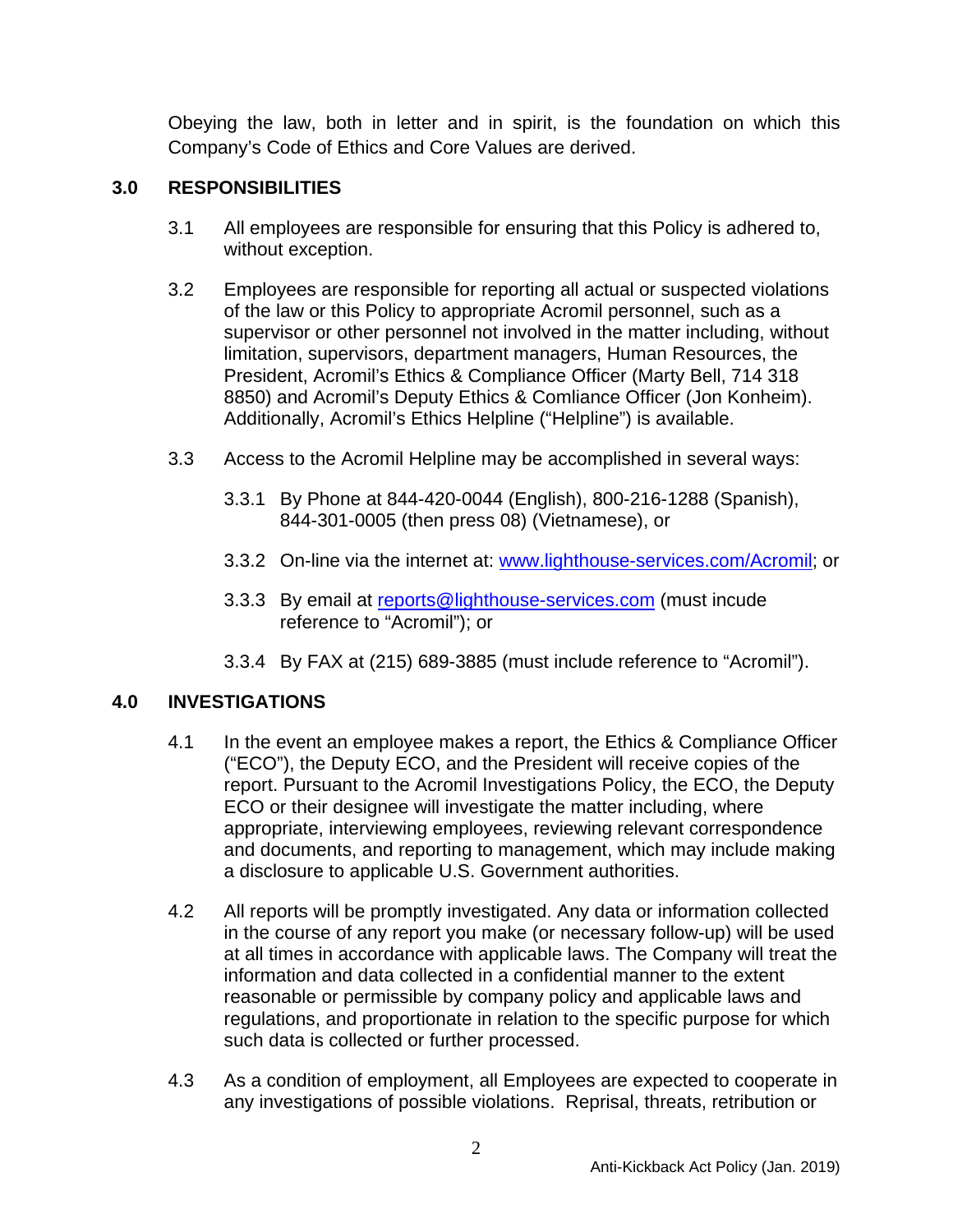Obeying the law, both in letter and in spirit, is the foundation on which this Company's Code of Ethics and Core Values are derived.

## 3.0 RESPONSIBILITIES

3.1 All employees are responsible for ensuring that this Policy is adhered to, without exception.

3.2 Employees are responsible for reporting all actual or suspected violations of the law or this Policy to appropriate Acromil personnel, such as a supervisor or other personnel not involved in the matter including, without limitation, supervisors, department managers, Human Resources, the President, Acromil's Ethics & Compliance Officer (Marty Bell, 714 318 8850) and Acromil's Deputy Ethics & Comliance Officer (Jon Konheim). Additionally, Acromil's Ethics Helpline ("Helpline") is available.

3.3 Access to the Acromil Helpline may be accomplished in several ways:

3.3.1 By Phone at 844-420-0044 (English), 800-216-1288 (Spanish), 844-301-0005 (then press 08) (Vietnamese), or

3.3.2 On-line via the internet at: www.lighthouse-services.com/Acromil; or

3.3.3 By email at reports@lighthouse-services.com (must incude reference to "Acromil"); or

3.3.4 By FAX at (215) 689-3885 (must include reference to "Acromil").

## 4.0 INVESTIGATIONS

4.1 In the event an employee makes a report, the Ethics & Compliance Officer ("ECO"), the Deputy ECO, and the President will receive copies of the report. Pursuant to the Acromil Investigations Policy, the ECO, the Deputy ECO or their designee will investigate the matter including, where appropriate, interviewing employees, reviewing relevant correspondence and documents, and reporting to management, which may include making a disclosure to applicable U.S. Government authorities.

4.2 All reports will be promptly investigated. Any data or information collected in the course of any report you make (or necessary follow-up) will be used at all times in accordance with applicable laws. The Company will treat the information and data collected in a confidential manner to the extent reasonable or permissible by company policy and applicable laws and regulations, and proportionate in relation to the specific purpose for which such data is collected or further processed.

4.3 As a condition of employment, all Employees are expected to cooperate in any investigations of possible violations. Reprisal, threats, retribution or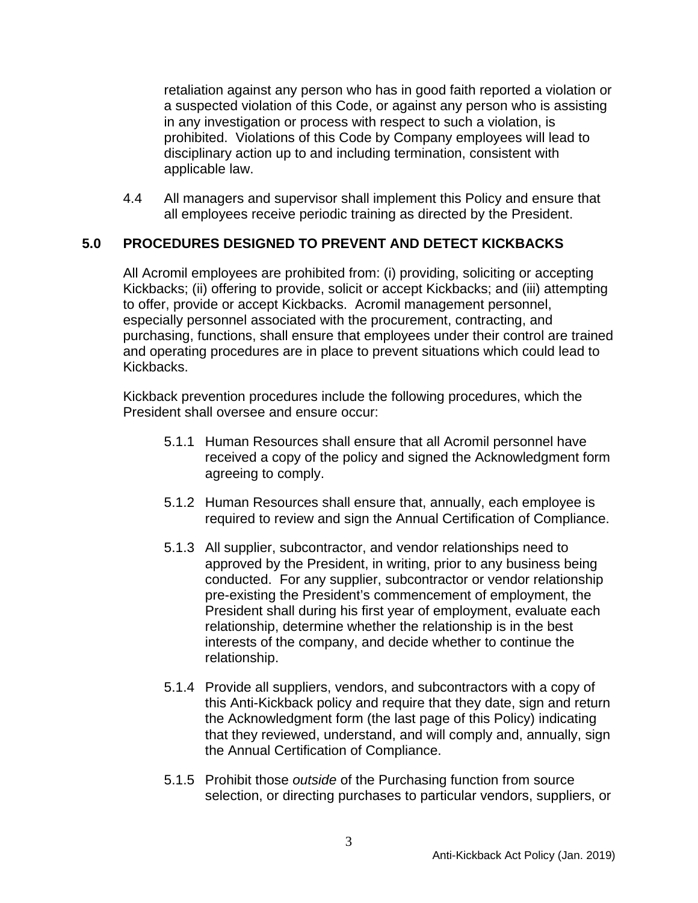retaliation against any person who has in good faith reported a violation or a suspected violation of this Code, or against any person who is assisting in any investigation or process with respect to such a violation, is prohibited. Violations of this Code by Company employees will lead to disciplinary action up to and including termination, consistent with applicable law.

4.4 All managers and supervisor shall implement this Policy and ensure that all employees receive periodic training as directed by the President.

## 5.0 PROCEDURES DESIGNED TO PREVENT AND DETECT KICKBACKS

All Acromil employees are prohibited from: (i) providing, soliciting or accepting Kickbacks; (ii) offering to provide, solicit or accept Kickbacks; and (iii) attempting to offer, provide or accept Kickbacks. Acromil management personnel, especially personnel associated with the procurement, contracting, and purchasing, functions, shall ensure that employees under their control are trained and operating procedures are in place to prevent situations which could lead to Kickbacks.

Kickback prevention procedures include the following procedures, which the President shall oversee and ensure occur:

5.1.1 Human Resources shall ensure that all Acromil personnel have received a copy of the policy and signed the Acknowledgment form agreeing to comply.

5.1.2 Human Resources shall ensure that, annually, each employee is required to review and sign the Annual Certification of Compliance.

5.1.3 All supplier, subcontractor, and vendor relationships need to approved by the President, in writing, prior to any business being conducted. For any supplier, subcontractor or vendor relationship pre-existing the President's commencement of employment, the President shall during his first year of employment, evaluate each relationship, determine whether the relationship is in the best interests of the company, and decide whether to continue the relationship.

5.1.4 Provide all suppliers, vendors, and subcontractors with a copy of this Anti-Kickback policy and require that they date, sign and return the Acknowledgment form (the last page of this Policy) indicating that they reviewed, understand, and will comply and, annually, sign the Annual Certification of Compliance.

5.1.5 Prohibit those *outside* of the Purchasing function from source selection, or directing purchases to particular vendors, suppliers, or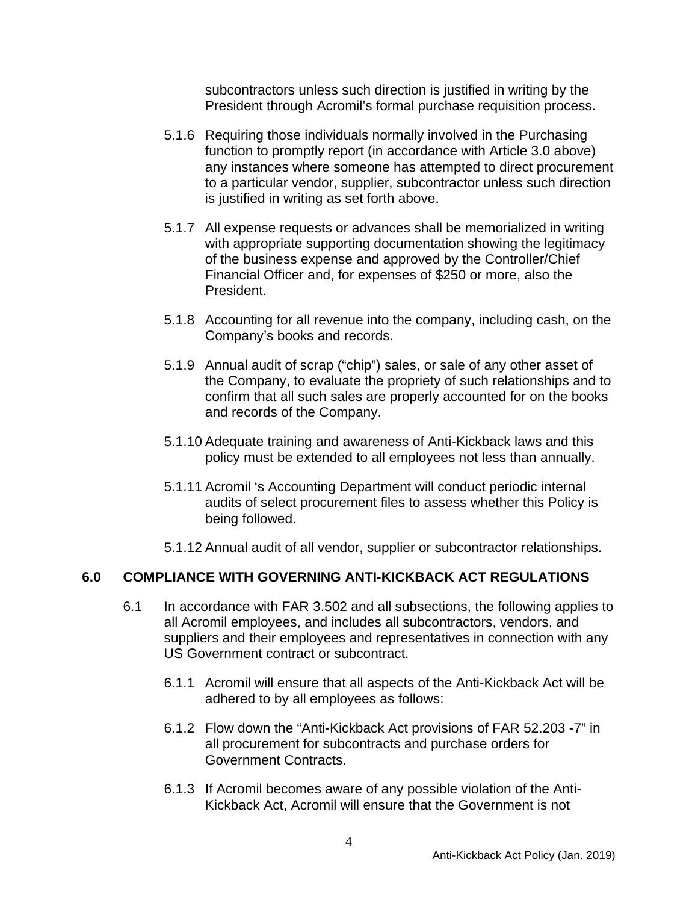subcontractors unless such direction is justified in writing by the President through Acromil's formal purchase requisition process.

5.1.6 Requiring those individuals normally involved in the Purchasing function to promptly report (in accordance with Article 3.0 above) any instances where someone has attempted to direct procurement to a particular vendor, supplier, subcontractor unless such direction is justified in writing as set forth above.

5.1.7 All expense requests or advances shall be memorialized in writing with appropriate supporting documentation showing the legitimacy of the business expense and approved by the Controller/Chief Financial Officer and, for expenses of $250 or more, also the President.

5.1.8 Accounting for all revenue into the company, including cash, on the Company's books and records.

5.1.9 Annual audit of scrap ("chip") sales, or sale of any other asset of the Company, to evaluate the propriety of such relationships and to confirm that all such sales are properly accounted for on the books and records of the Company.

5.1.10 Adequate training and awareness of Anti-Kickback laws and this policy must be extended to all employees not less than annually.

5.1.11 Acromil 's Accounting Department will conduct periodic internal audits of select procurement files to assess whether this Policy is being followed.

5.1.12 Annual audit of all vendor, supplier or subcontractor relationships.

## 6.0 COMPLIANCE WITH GOVERNING ANTI-KICKBACK ACT REGULATIONS

6.1 In accordance with FAR 3.502 and all subsections, the following applies to all Acromil employees, and includes all subcontractors, vendors, and suppliers and their employees and representatives in connection with any US Government contract or subcontract.

6.1.1 Acromil will ensure that all aspects of the Anti-Kickback Act will be adhered to by all employees as follows:

6.1.2 Flow down the "Anti-Kickback Act provisions of FAR 52.203 -7" in all procurement for subcontracts and purchase orders for Government Contracts.

6.1.3 If Acromil becomes aware of any possible violation of the Anti-Kickback Act, Acromil will ensure that the Government is not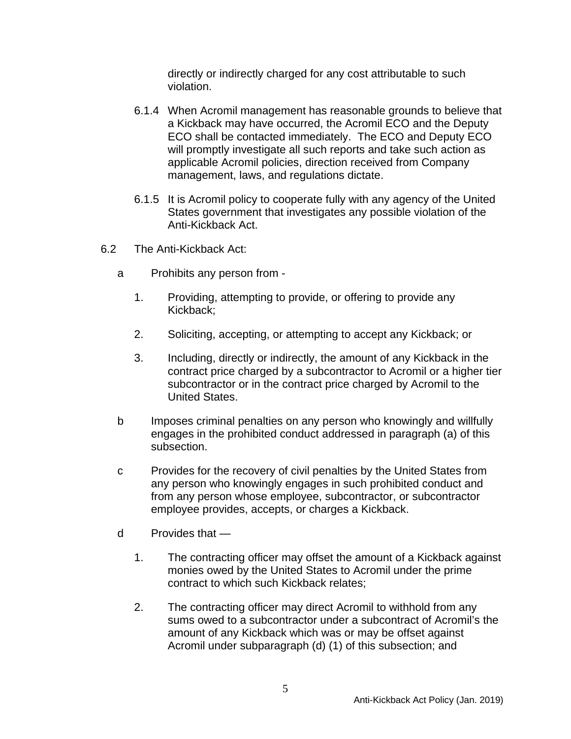directly or indirectly charged for any cost attributable to such violation.

6.1.4 When Acromil management has reasonable grounds to believe that a Kickback may have occurred, the Acromil ECO and the Deputy ECO shall be contacted immediately. The ECO and Deputy ECO will promptly investigate all such reports and take such action as applicable Acromil policies, direction received from Company management, laws, and regulations dictate.

6.1.5 It is Acromil policy to cooperate fully with any agency of the United States government that investigates any possible violation of the Anti-Kickback Act.

6.2 The Anti-Kickback Act:

a Prohibits any person from -

1. Providing, attempting to provide, or offering to provide any Kickback;

2. Soliciting, accepting, or attempting to accept any Kickback; or

3. Including, directly or indirectly, the amount of any Kickback in the contract price charged by a subcontractor to Acromil or a higher tier subcontractor or in the contract price charged by Acromil to the United States.

b Imposes criminal penalties on any person who knowingly and willfully engages in the prohibited conduct addressed in paragraph (a) of this subsection.

c Provides for the recovery of civil penalties by the United States from any person who knowingly engages in such prohibited conduct and from any person whose employee, subcontractor, or subcontractor employee provides, accepts, or charges a Kickback.

d Provides that —

1. The contracting officer may offset the amount of a Kickback against monies owed by the United States to Acromil under the prime contract to which such Kickback relates;

2. The contracting officer may direct Acromil to withhold from any sums owed to a subcontractor under a subcontract of Acromil's the amount of any Kickback which was or may be offset against Acromil under subparagraph (d) (1) of this subsection; and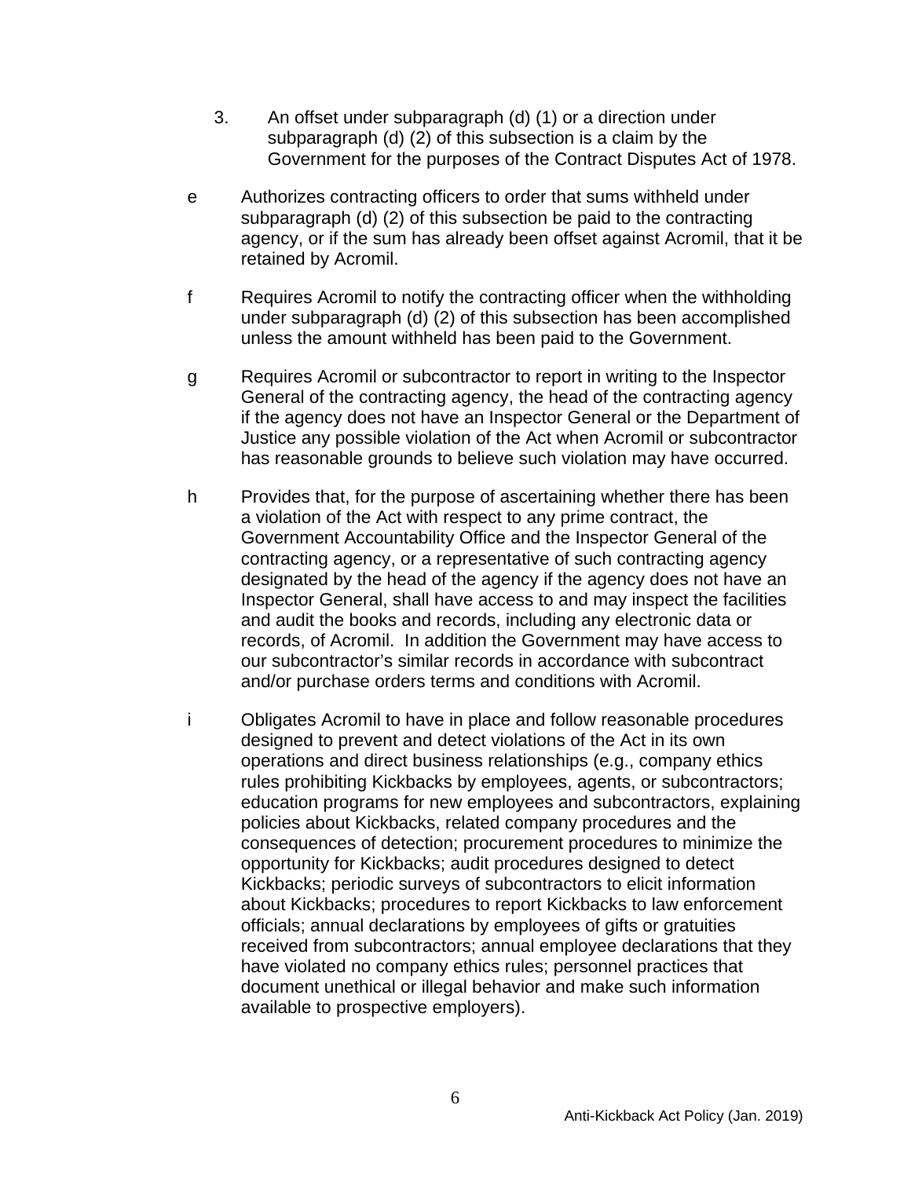3. An offset under subparagraph (d) (1) or a direction under subparagraph (d) (2) of this subsection is a claim by the Government for the purposes of the Contract Disputes Act of 1978.

e Authorizes contracting officers to order that sums withheld under subparagraph (d) (2) of this subsection be paid to the contracting agency, or if the sum has already been offset against Acromil, that it be retained by Acromil.

f Requires Acromil to notify the contracting officer when the withholding under subparagraph (d) (2) of this subsection has been accomplished unless the amount withheld has been paid to the Government.

g Requires Acromil or subcontractor to report in writing to the Inspector General of the contracting agency, the head of the contracting agency if the agency does not have an Inspector General or the Department of Justice any possible violation of the Act when Acromil or subcontractor has reasonable grounds to believe such violation may have occurred.

h Provides that, for the purpose of ascertaining whether there has been a violation of the Act with respect to any prime contract, the Government Accountability Office and the Inspector General of the contracting agency, or a representative of such contracting agency designated by the head of the agency if the agency does not have an Inspector General, shall have access to and may inspect the facilities and audit the books and records, including any electronic data or records, of Acromil. In addition the Government may have access to our subcontractor's similar records in accordance with subcontract and/or purchase orders terms and conditions with Acromil.

i Obligates Acromil to have in place and follow reasonable procedures designed to prevent and detect violations of the Act in its own operations and direct business relationships (e.g., company ethics rules prohibiting Kickbacks by employees, agents, or subcontractors; education programs for new employees and subcontractors, explaining policies about Kickbacks, related company procedures and the consequences of detection; procurement procedures to minimize the opportunity for Kickbacks; audit procedures designed to detect Kickbacks; periodic surveys of subcontractors to elicit information about Kickbacks; procedures to report Kickbacks to law enforcement officials; annual declarations by employees of gifts or gratuities received from subcontractors; annual employee declarations that they have violated no company ethics rules; personnel practices that document unethical or illegal behavior and make such information available to prospective employers).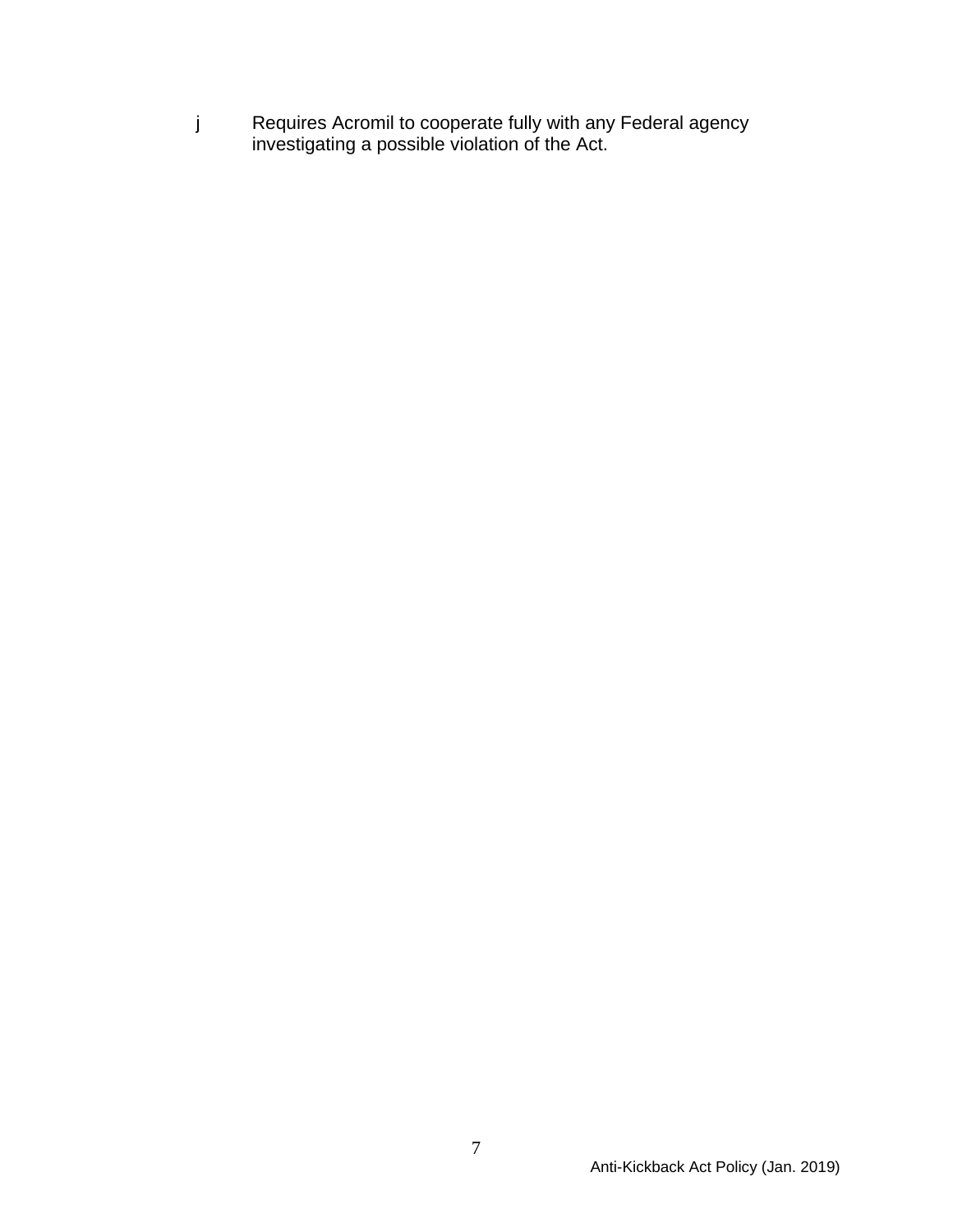j Requires Acromil to cooperate fully with any Federal agency investigating a possible violation of the Act.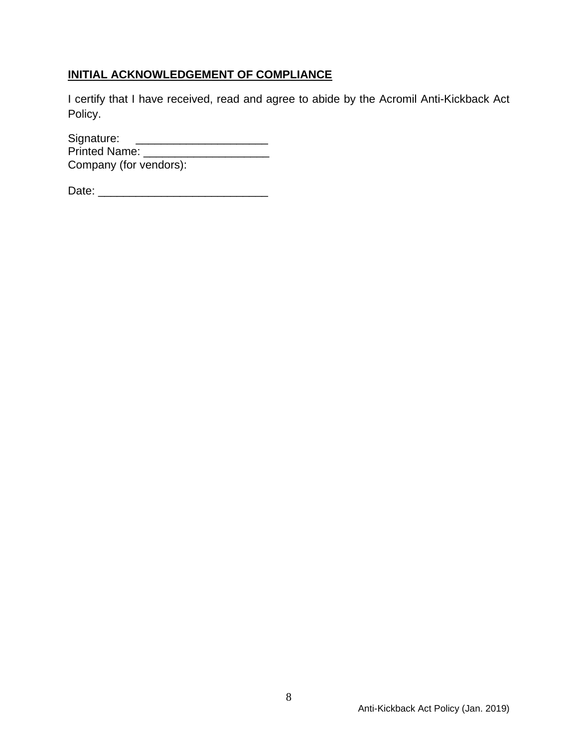**INITIAL ACKNOWLEDGEMENT OF COMPLIANCE**

I certify that I have received, read and agree to abide by the Acromil Anti-Kickback Act Policy.

Signature: _____________________
Printed Name: ____________________
Company (for vendors):

Date: ___________________________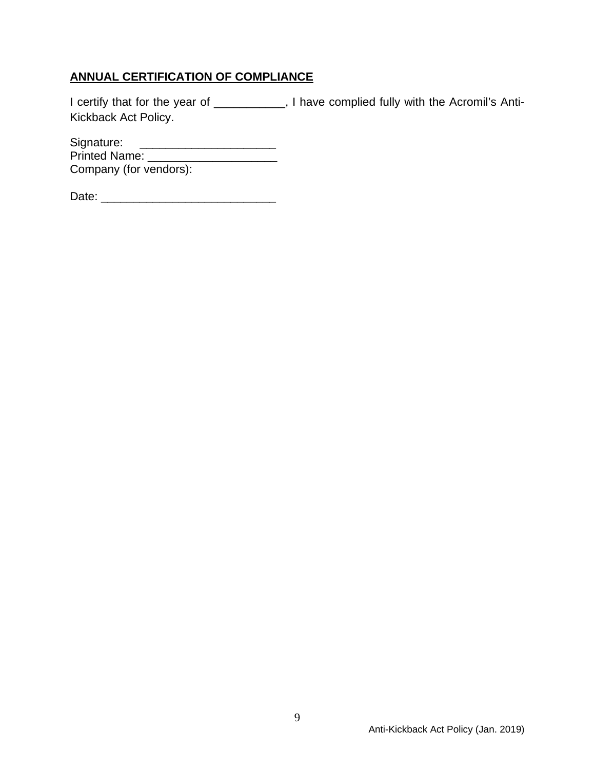**ANNUAL CERTIFICATION OF COMPLIANCE**

I certify that for the year of ___________, I have complied fully with the Acromil's Anti-Kickback Act Policy.

Signature: _____________________
Printed Name: ____________________
Company (for vendors):

Date: ___________________________